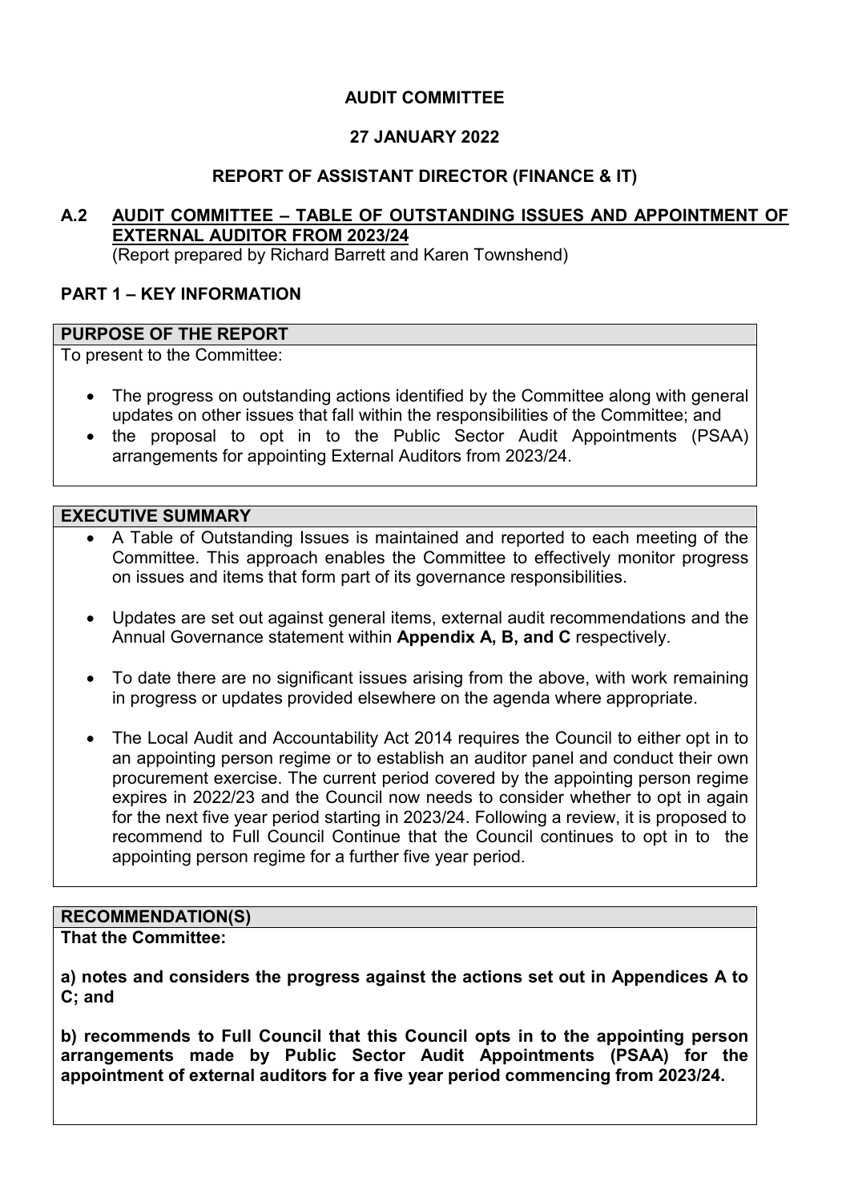**AUDIT COMMITTEE**

**27 JANUARY 2022**

**REPORT OF ASSISTANT DIRECTOR (FINANCE & IT)**

## A.2 AUDIT COMMITTEE – TABLE OF OUTSTANDING ISSUES AND APPOINTMENT OF EXTERNAL AUDITOR FROM 2023/24

(Report prepared by Richard Barrett and Karen Townshend)

### PART 1 – KEY INFORMATION

#### PURPOSE OF THE REPORT

To present to the Committee:

- The progress on outstanding actions identified by the Committee along with general updates on other issues that fall within the responsibilities of the Committee; and
- the proposal to opt in to the Public Sector Audit Appointments (PSAA) arrangements for appointing External Auditors from 2023/24.

#### EXECUTIVE SUMMARY

- A Table of Outstanding Issues is maintained and reported to each meeting of the Committee. This approach enables the Committee to effectively monitor progress on issues and items that form part of its governance responsibilities.
- Updates are set out against general items, external audit recommendations and the Annual Governance statement within **Appendix A, B, and C** respectively.
- To date there are no significant issues arising from the above, with work remaining in progress or updates provided elsewhere on the agenda where appropriate.
- The Local Audit and Accountability Act 2014 requires the Council to either opt in to an appointing person regime or to establish an auditor panel and conduct their own procurement exercise. The current period covered by the appointing person regime expires in 2022/23 and the Council now needs to consider whether to opt in again for the next five year period starting in 2023/24. Following a review, it is proposed to recommend to Full Council Continue that the Council continues to opt in to the appointing person regime for a further five year period.

#### RECOMMENDATION(S)

**That the Committee:**

**a) notes and considers the progress against the actions set out in Appendices A to C; and**

**b) recommends to Full Council that this Council opts in to the appointing person arrangements made by Public Sector Audit Appointments (PSAA) for the appointment of external auditors for a five year period commencing from 2023/24.**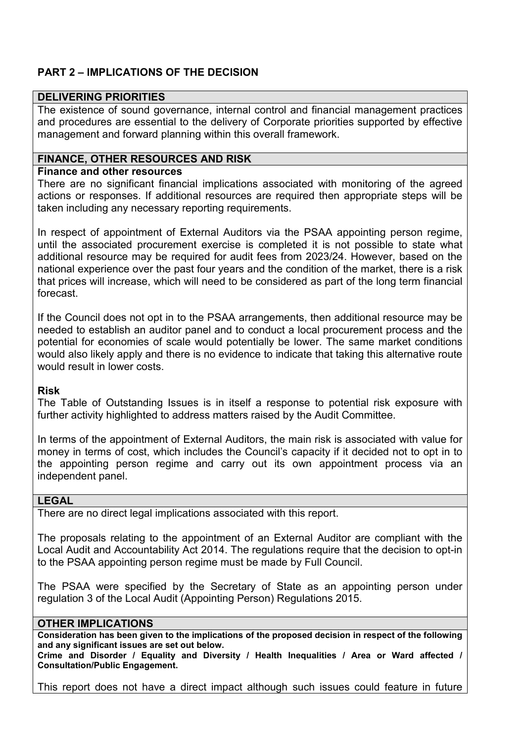## PART 2 – IMPLICATIONS OF THE DECISION

### DELIVERING PRIORITIES

The existence of sound governance, internal control and financial management practices and procedures are essential to the delivery of Corporate priorities supported by effective management and forward planning within this overall framework.

### FINANCE, OTHER RESOURCES AND RISK

**Finance and other resources**

There are no significant financial implications associated with monitoring of the agreed actions or responses. If additional resources are required then appropriate steps will be taken including any necessary reporting requirements.

In respect of appointment of External Auditors via the PSAA appointing person regime, until the associated procurement exercise is completed it is not possible to state what additional resource may be required for audit fees from 2023/24. However, based on the national experience over the past four years and the condition of the market, there is a risk that prices will increase, which will need to be considered as part of the long term financial forecast.

If the Council does not opt in to the PSAA arrangements, then additional resource may be needed to establish an auditor panel and to conduct a local procurement process and the potential for economies of scale would potentially be lower. The same market conditions would also likely apply and there is no evidence to indicate that taking this alternative route would result in lower costs.

**Risk**

The Table of Outstanding Issues is in itself a response to potential risk exposure with further activity highlighted to address matters raised by the Audit Committee.

In terms of the appointment of External Auditors, the main risk is associated with value for money in terms of cost, which includes the Council's capacity if it decided not to opt in to the appointing person regime and carry out its own appointment process via an independent panel.

### LEGAL

There are no direct legal implications associated with this report.

The proposals relating to the appointment of an External Auditor are compliant with the Local Audit and Accountability Act 2014. The regulations require that the decision to opt-in to the PSAA appointing person regime must be made by Full Council.

The PSAA were specified by the Secretary of State as an appointing person under regulation 3 of the Local Audit (Appointing Person) Regulations 2015.

### OTHER IMPLICATIONS

**Consideration has been given to the implications of the proposed decision in respect of the following and any significant issues are set out below.**

**Crime and Disorder / Equality and Diversity / Health Inequalities / Area or Ward affected / Consultation/Public Engagement.**

This report does not have a direct impact although such issues could feature in future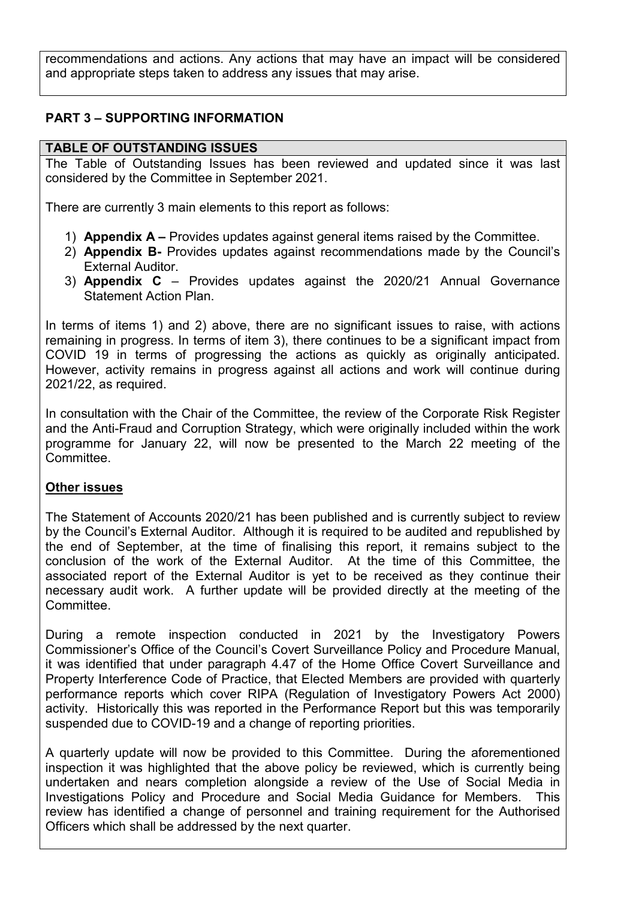recommendations and actions. Any actions that may have an impact will be considered and appropriate steps taken to address any issues that may arise.

## PART 3 – SUPPORTING INFORMATION

### TABLE OF OUTSTANDING ISSUES

The Table of Outstanding Issues has been reviewed and updated since it was last considered by the Committee in September 2021.

There are currently 3 main elements to this report as follows:

1) **Appendix A –** Provides updates against general items raised by the Committee.
2) **Appendix B-** Provides updates against recommendations made by the Council's External Auditor.
3) **Appendix C** – Provides updates against the 2020/21 Annual Governance Statement Action Plan.

In terms of items 1) and 2) above, there are no significant issues to raise, with actions remaining in progress. In terms of item 3), there continues to be a significant impact from COVID 19 in terms of progressing the actions as quickly as originally anticipated. However, activity remains in progress against all actions and work will continue during 2021/22, as required.

In consultation with the Chair of the Committee, the review of the Corporate Risk Register and the Anti-Fraud and Corruption Strategy, which were originally included within the work programme for January 22, will now be presented to the March 22 meeting of the Committee.

**Other issues**

The Statement of Accounts 2020/21 has been published and is currently subject to review by the Council's External Auditor. Although it is required to be audited and republished by the end of September, at the time of finalising this report, it remains subject to the conclusion of the work of the External Auditor. At the time of this Committee, the associated report of the External Auditor is yet to be received as they continue their necessary audit work. A further update will be provided directly at the meeting of the Committee.

During a remote inspection conducted in 2021 by the Investigatory Powers Commissioner's Office of the Council's Covert Surveillance Policy and Procedure Manual, it was identified that under paragraph 4.47 of the Home Office Covert Surveillance and Property Interference Code of Practice, that Elected Members are provided with quarterly performance reports which cover RIPA (Regulation of Investigatory Powers Act 2000) activity. Historically this was reported in the Performance Report but this was temporarily suspended due to COVID-19 and a change of reporting priorities.

A quarterly update will now be provided to this Committee. During the aforementioned inspection it was highlighted that the above policy be reviewed, which is currently being undertaken and nears completion alongside a review of the Use of Social Media in Investigations Policy and Procedure and Social Media Guidance for Members. This review has identified a change of personnel and training requirement for the Authorised Officers which shall be addressed by the next quarter.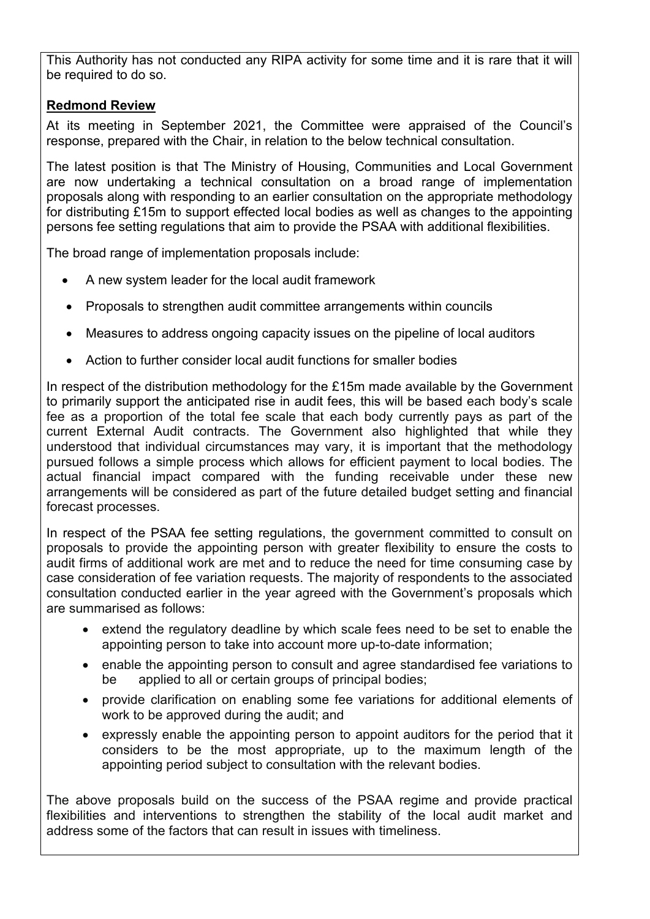This Authority has not conducted any RIPA activity for some time and it is rare that it will be required to do so.

**Redmond Review**

At its meeting in September 2021, the Committee were appraised of the Council's response, prepared with the Chair, in relation to the below technical consultation.

The latest position is that The Ministry of Housing, Communities and Local Government are now undertaking a technical consultation on a broad range of implementation proposals along with responding to an earlier consultation on the appropriate methodology for distributing £15m to support effected local bodies as well as changes to the appointing persons fee setting regulations that aim to provide the PSAA with additional flexibilities.

The broad range of implementation proposals include:

- A new system leader for the local audit framework
- Proposals to strengthen audit committee arrangements within councils
- Measures to address ongoing capacity issues on the pipeline of local auditors
- Action to further consider local audit functions for smaller bodies

In respect of the distribution methodology for the £15m made available by the Government to primarily support the anticipated rise in audit fees, this will be based each body's scale fee as a proportion of the total fee scale that each body currently pays as part of the current External Audit contracts. The Government also highlighted that while they understood that individual circumstances may vary, it is important that the methodology pursued follows a simple process which allows for efficient payment to local bodies. The actual financial impact compared with the funding receivable under these new arrangements will be considered as part of the future detailed budget setting and financial forecast processes.

In respect of the PSAA fee setting regulations, the government committed to consult on proposals to provide the appointing person with greater flexibility to ensure the costs to audit firms of additional work are met and to reduce the need for time consuming case by case consideration of fee variation requests. The majority of respondents to the associated consultation conducted earlier in the year agreed with the Government's proposals which are summarised as follows:

- extend the regulatory deadline by which scale fees need to be set to enable the appointing person to take into account more up-to-date information;
- enable the appointing person to consult and agree standardised fee variations to be applied to all or certain groups of principal bodies;
- provide clarification on enabling some fee variations for additional elements of work to be approved during the audit; and
- expressly enable the appointing person to appoint auditors for the period that it considers to be the most appropriate, up to the maximum length of the appointing period subject to consultation with the relevant bodies.

The above proposals build on the success of the PSAA regime and provide practical flexibilities and interventions to strengthen the stability of the local audit market and address some of the factors that can result in issues with timeliness.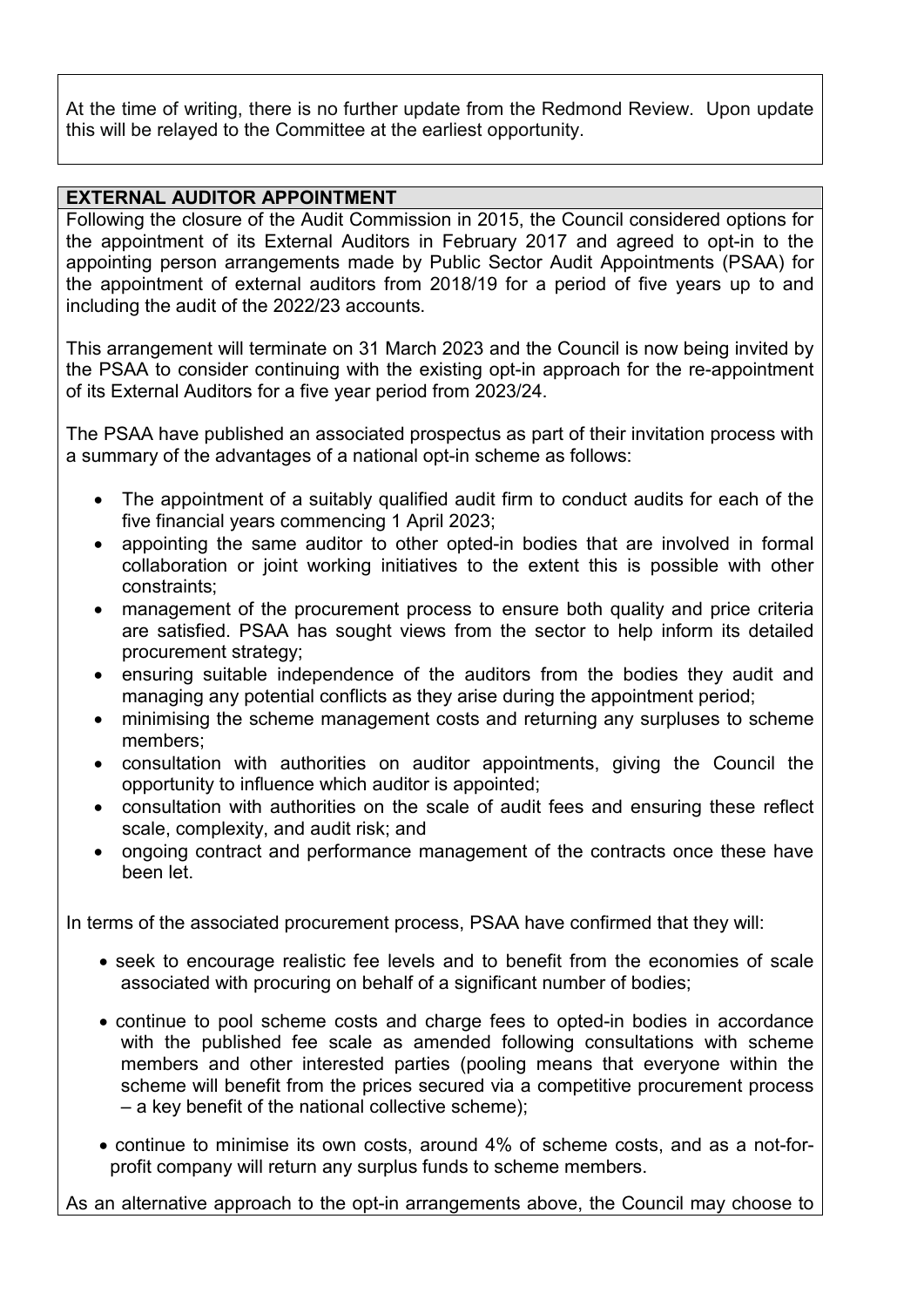At the time of writing, there is no further update from the Redmond Review. Upon update this will be relayed to the Committee at the earliest opportunity.

## EXTERNAL AUDITOR APPOINTMENT

Following the closure of the Audit Commission in 2015, the Council considered options for the appointment of its External Auditors in February 2017 and agreed to opt-in to the appointing person arrangements made by Public Sector Audit Appointments (PSAA) for the appointment of external auditors from 2018/19 for a period of five years up to and including the audit of the 2022/23 accounts.

This arrangement will terminate on 31 March 2023 and the Council is now being invited by the PSAA to consider continuing with the existing opt-in approach for the re-appointment of its External Auditors for a five year period from 2023/24.

The PSAA have published an associated prospectus as part of their invitation process with a summary of the advantages of a national opt-in scheme as follows:

- The appointment of a suitably qualified audit firm to conduct audits for each of the five financial years commencing 1 April 2023;
- appointing the same auditor to other opted-in bodies that are involved in formal collaboration or joint working initiatives to the extent this is possible with other constraints;
- management of the procurement process to ensure both quality and price criteria are satisfied. PSAA has sought views from the sector to help inform its detailed procurement strategy;
- ensuring suitable independence of the auditors from the bodies they audit and managing any potential conflicts as they arise during the appointment period;
- minimising the scheme management costs and returning any surpluses to scheme members;
- consultation with authorities on auditor appointments, giving the Council the opportunity to influence which auditor is appointed;
- consultation with authorities on the scale of audit fees and ensuring these reflect scale, complexity, and audit risk; and
- ongoing contract and performance management of the contracts once these have been let.

In terms of the associated procurement process, PSAA have confirmed that they will:

- seek to encourage realistic fee levels and to benefit from the economies of scale associated with procuring on behalf of a significant number of bodies;
- continue to pool scheme costs and charge fees to opted-in bodies in accordance with the published fee scale as amended following consultations with scheme members and other interested parties (pooling means that everyone within the scheme will benefit from the prices secured via a competitive procurement process – a key benefit of the national collective scheme);
- continue to minimise its own costs, around 4% of scheme costs, and as a not-for-profit company will return any surplus funds to scheme members.

As an alternative approach to the opt-in arrangements above, the Council may choose to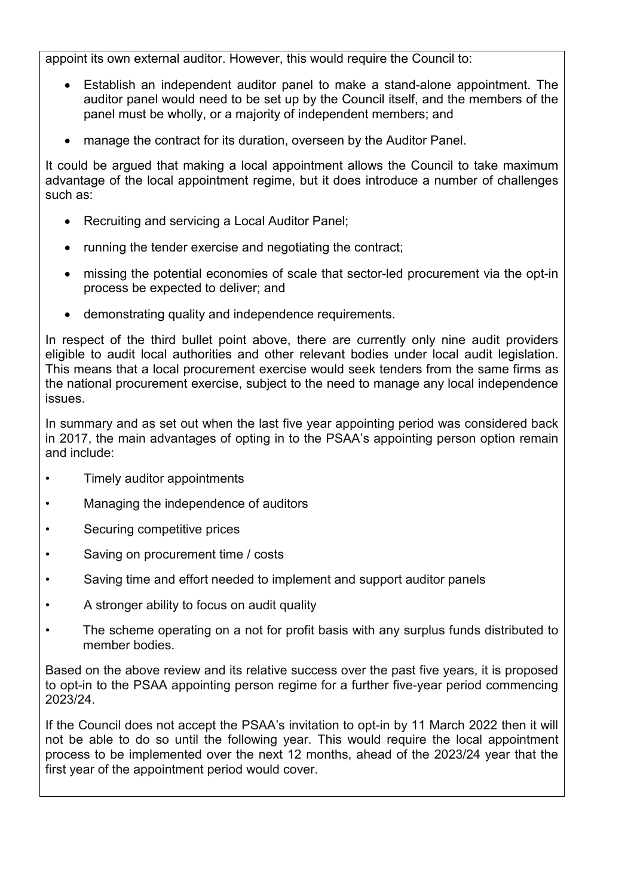appoint its own external auditor. However, this would require the Council to:

- Establish an independent auditor panel to make a stand-alone appointment. The auditor panel would need to be set up by the Council itself, and the members of the panel must be wholly, or a majority of independent members; and
- manage the contract for its duration, overseen by the Auditor Panel.

It could be argued that making a local appointment allows the Council to take maximum advantage of the local appointment regime, but it does introduce a number of challenges such as:

- Recruiting and servicing a Local Auditor Panel;
- running the tender exercise and negotiating the contract;
- missing the potential economies of scale that sector-led procurement via the opt-in process be expected to deliver; and
- demonstrating quality and independence requirements.

In respect of the third bullet point above, there are currently only nine audit providers eligible to audit local authorities and other relevant bodies under local audit legislation. This means that a local procurement exercise would seek tenders from the same firms as the national procurement exercise, subject to the need to manage any local independence issues.

In summary and as set out when the last five year appointing period was considered back in 2017, the main advantages of opting in to the PSAA's appointing person option remain and include:

- Timely auditor appointments
- Managing the independence of auditors
- Securing competitive prices
- Saving on procurement time / costs
- Saving time and effort needed to implement and support auditor panels
- A stronger ability to focus on audit quality
- The scheme operating on a not for profit basis with any surplus funds distributed to member bodies.

Based on the above review and its relative success over the past five years, it is proposed to opt-in to the PSAA appointing person regime for a further five-year period commencing 2023/24.

If the Council does not accept the PSAA's invitation to opt-in by 11 March 2022 then it will not be able to do so until the following year. This would require the local appointment process to be implemented over the next 12 months, ahead of the 2023/24 year that the first year of the appointment period would cover.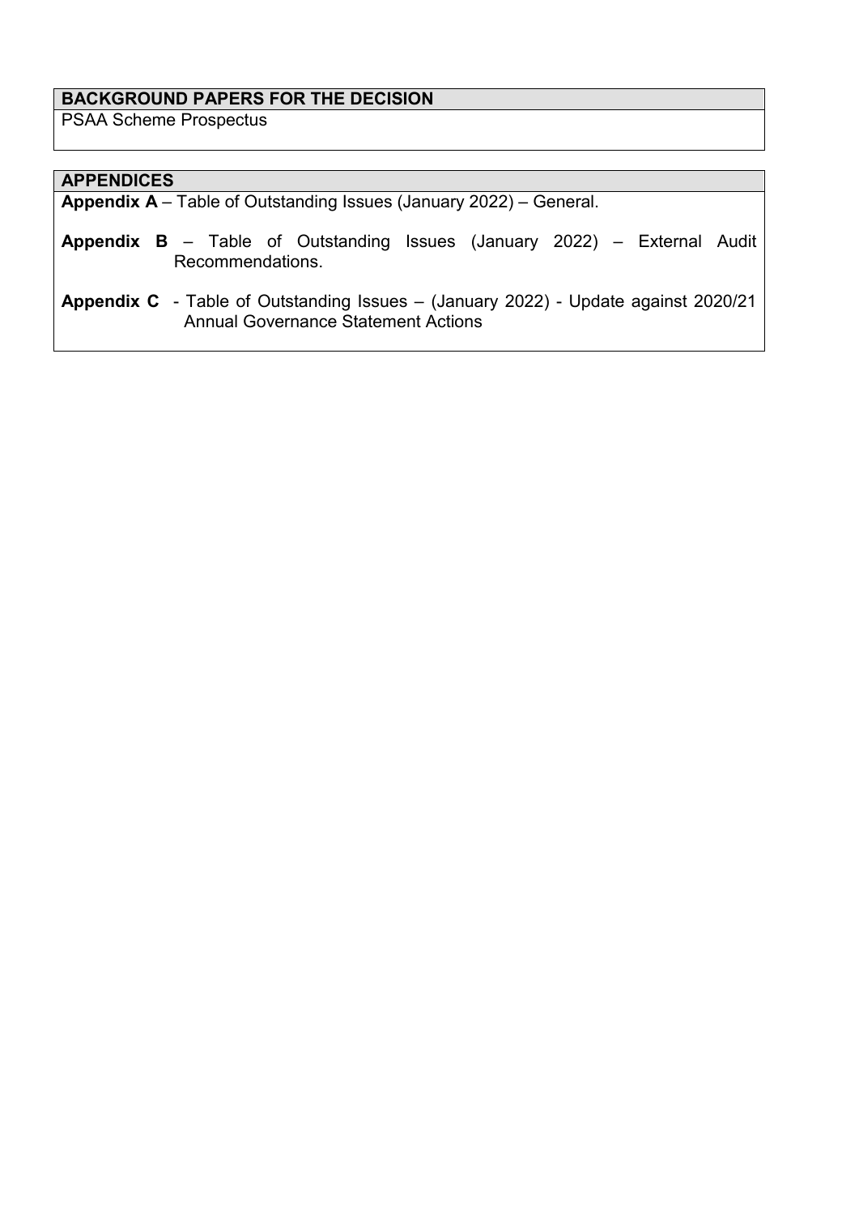| BACKGROUND PAPERS FOR THE DECISION |
| --- |
| PSAA Scheme Prospectus |

| APPENDICES |
| --- |
| **Appendix A** – Table of Outstanding Issues (January 2022) – General.<br><br>**Appendix B** – Table of Outstanding Issues (January 2022) – External Audit Recommendations.<br><br>**Appendix C** - Table of Outstanding Issues – (January 2022) - Update against 2020/21 Annual Governance Statement Actions |